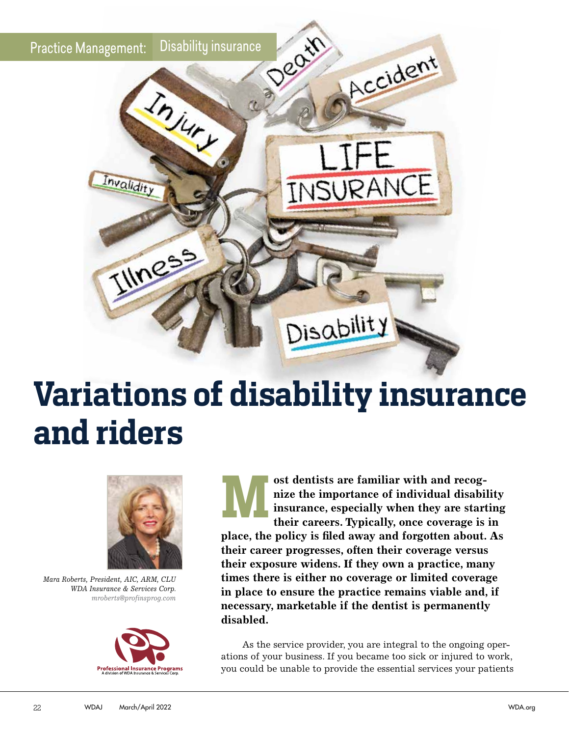Practice Management: Disability insurance

# Variations of disability insurance and riders

*Mara Roberts, President, AIC, ARM, CLU*
*WDA Insurance & Services Corp.*
*mroberts@profinsprog.com*

**Most dentists are familiar with and recognize the importance of individual disability insurance, especially when they are starting their careers. Typically, once coverage is in place, the policy is filed away and forgotten about. As their career progresses, often their coverage versus their exposure widens. If they own a practice, many times there is either no coverage or limited coverage in place to ensure the practice remains viable and, if necessary, marketable if the dentist is permanently disabled.**

As the service provider, you are integral to the ongoing operations of your business. If you became too sick or injured to work, you could be unable to provide the essential services your patients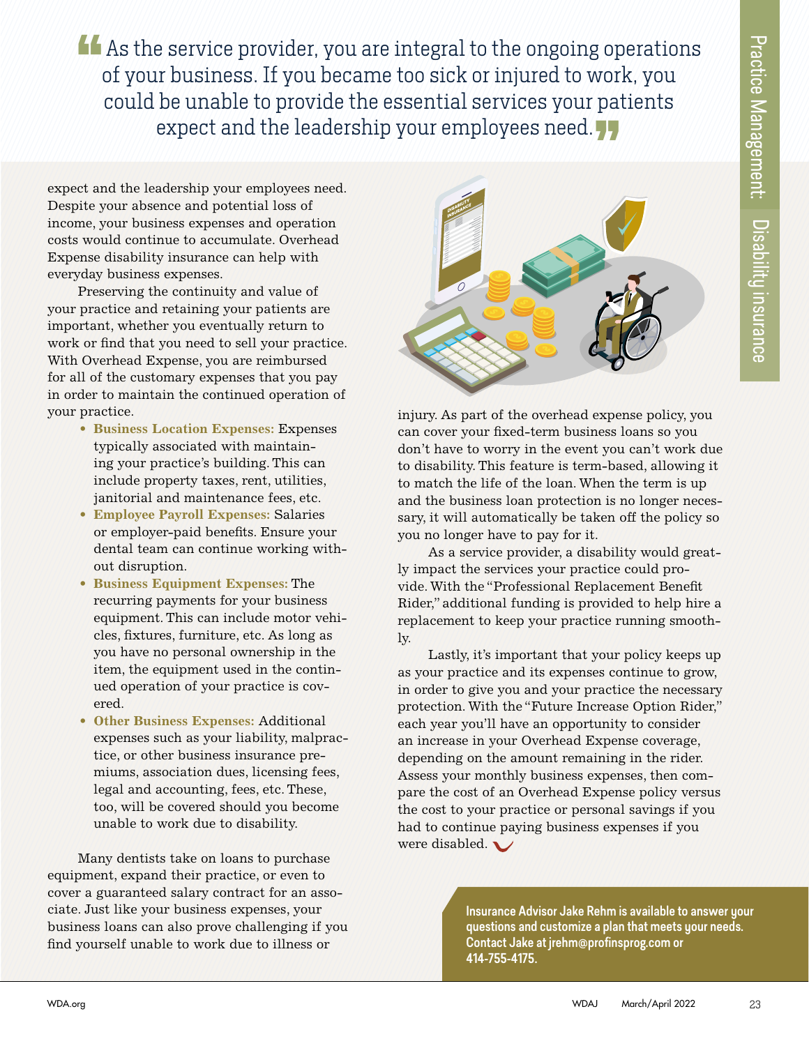> As the service provider, you are integral to the ongoing operations of your business. If you became too sick or injured to work, you could be unable to provide the essential services your patients expect and the leadership your employees need.

expect and the leadership your employees need. Despite your absence and potential loss of income, your business expenses and operation costs would continue to accumulate. Overhead Expense disability insurance can help with everyday business expenses.

Preserving the continuity and value of your practice and retaining your patients are important, whether you eventually return to work or find that you need to sell your practice. With Overhead Expense, you are reimbursed for all of the customary expenses that you pay in order to maintain the continued operation of your practice.

- **Business Location Expenses:** Expenses typically associated with maintaining your practice's building. This can include property taxes, rent, utilities, janitorial and maintenance fees, etc.
- **Employee Payroll Expenses:** Salaries or employer-paid benefits. Ensure your dental team can continue working without disruption.
- **Business Equipment Expenses:** The recurring payments for your business equipment. This can include motor vehicles, fixtures, furniture, etc. As long as you have no personal ownership in the item, the equipment used in the continued operation of your practice is covered.
- **Other Business Expenses:** Additional expenses such as your liability, malpractice, or other business insurance premiums, association dues, licensing fees, legal and accounting, fees, etc. These, too, will be covered should you become unable to work due to disability.

Many dentists take on loans to purchase equipment, expand their practice, or even to cover a guaranteed salary contract for an associate. Just like your business expenses, your business loans can also prove challenging if you find yourself unable to work due to illness or injury. As part of the overhead expense policy, you can cover your fixed-term business loans so you don't have to worry in the event you can't work due to disability. This feature is term-based, allowing it to match the life of the loan. When the term is up and the business loan protection is no longer necessary, it will automatically be taken off the policy so you no longer have to pay for it.

As a service provider, a disability would greatly impact the services your practice could provide. With the "Professional Replacement Benefit Rider," additional funding is provided to help hire a replacement to keep your practice running smoothly.

Lastly, it's important that your policy keeps up as your practice and its expenses continue to grow, in order to give you and your practice the necessary protection. With the "Future Increase Option Rider," each year you'll have an opportunity to consider an increase in your Overhead Expense coverage, depending on the amount remaining in the rider. Assess your monthly business expenses, then compare the cost of an Overhead Expense policy versus the cost to your practice or personal savings if you had to continue paying business expenses if you were disabled.

**Insurance Advisor Jake Rehm is available to answer your questions and customize a plan that meets your needs. Contact Jake at jrehm@profinsprog.com or 414-755-4175.**